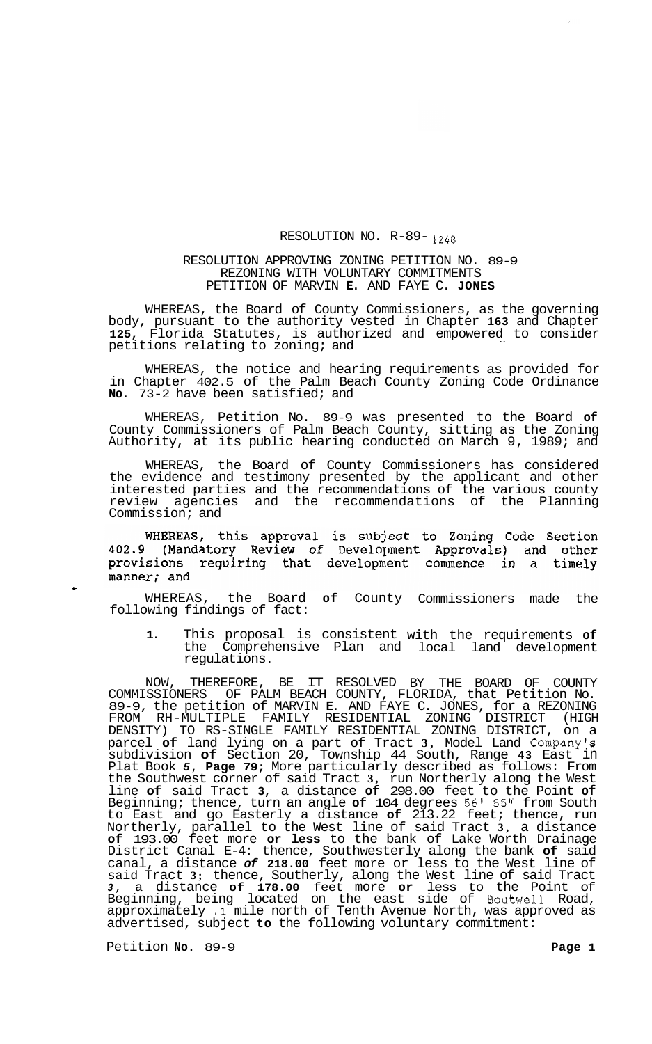RESOLUTION NO. R-89- 1248

RESOLUTION APPROVING ZONING PETITION NO. 89-9
REZONING WITH VOLUNTARY COMMITMENTS
PETITION OF MARVIN **E.** AND FAYE C. **JONES**

WHEREAS, the Board of County Commissioners, as the governing body, pursuant to the authority vested in Chapter **163** and Chapter **125**, Florida Statutes, is authorized and empowered to consider petitions relating to zoning; and

WHEREAS, the notice and hearing requirements as provided for in Chapter 402.5 of the Palm Beach County Zoning Code Ordinance **No.** 73-2 have been satisfied; and

WHEREAS, Petition No. 89-9 was presented to the Board **of** County Commissioners of Palm Beach County, sitting as the Zoning Authority, at its public hearing conducted on March 9, 1989; and

WHEREAS, the Board of County Commissioners has considered the evidence and testimony presented by the applicant and other interested parties and the recommendations of the various county review agencies and the recommendations of the Planning Commission; and

**WHEREAS, this approval is subject to Zoning Code Section 402.9 (Mandatory Review of Development Approvals) and other provisions requiring that development commence in a timely manner; and**

WHEREAS, the Board **of** County Commissioners made the following findings of fact:

1. This proposal is consistent with the requirements **of** the Comprehensive Plan and local land development regulations.

NOW, THEREFORE, BE IT RESOLVED BY THE BOARD OF COUNTY COMMISSIONERS OF PALM BEACH COUNTY, FLORIDA, that Petition No. 89-9, the petition of MARVIN **E.** AND FAYE C. JONES, for a REZONING FROM RH-MULTIPLE FAMILY RESIDENTIAL ZONING DISTRICT (HIGH DENSITY) TO RS-SINGLE FAMILY RESIDENTIAL ZONING DISTRICT, on a parcel **of** land lying on a part of Tract **3**, Model Land Company's subdivision **of** Section 20, Township 44 South, Range **43** East in Plat Book **5**, **Page 79;** More particularly described as follows: From the Southwest corner of said Tract **3**, run Northerly along the West line **of** said Tract **3**, a distance **of** 298.00 feet to the Point **of** Beginning; thence, turn an angle **of** 104 degrees 56' 55" from South to East and go Easterly a distance **of** 213.22 feet; thence, run Northerly, parallel to the West line of said Tract **3**, a distance **of** 193.00 feet more **or less** to the bank of Lake Worth Drainage District Canal E-4: thence, Southwesterly along the bank **of** said canal, a distance ***of*** **218.00** feet more or less to the West line of said Tract **3**; thence, Southerly, along the West line of said Tract ***3***, a distance **of** **178.00** feet more **or** less to the Point of Beginning, being located on the east side of Boutwell Road, approximately .1 mile north of Tenth Avenue North, was approved as advertised, subject **to** the following voluntary commitment: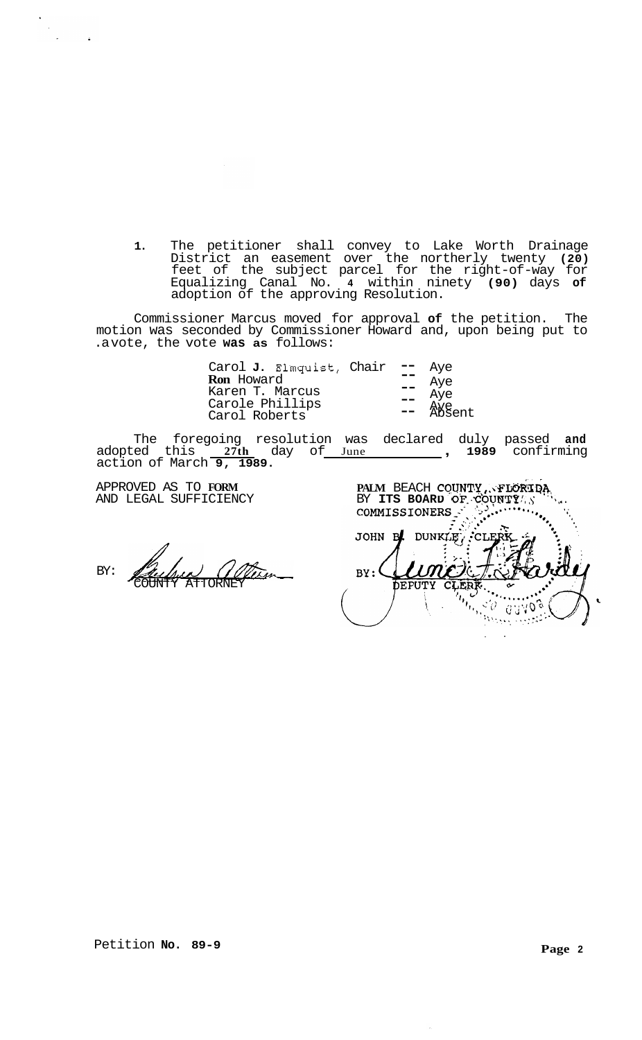1. The petitioner shall convey to Lake Worth Drainage District an easement over the northerly twenty (20) feet of the subject parcel for the right-of-way for Equalizing Canal No. 4 within ninety (90) days of adoption of the approving Resolution.

Commissioner Marcus moved for approval of the petition. The motion was seconded by Commissioner Howard and, upon being put to a vote, the vote was as follows:

| | | |
|---|---|---|
| Carol J. Elmquist, Chair | -- | Aye |
| Ron Howard | -- | Aye |
| Karen T. Marcus | -- | Aye |
| Carole Phillips | -- | Aye |
| Carol Roberts | -- | Absent |

The foregoing resolution was declared duly passed and adopted this 27th day of June, 1989 confirming action of March 9, 1989.

APPROVED AS TO FORM AND LEGAL SUFFICIENCY

BY: COUNTY ATTORNEY

PALM BEACH COUNTY, FLORIDA
BY ITS BOARD OF COUNTY COMMISSIONERS

JOHN B. DUNKLE, CLERK

BY: DEPUTY CLERK

Petition No. 89-9